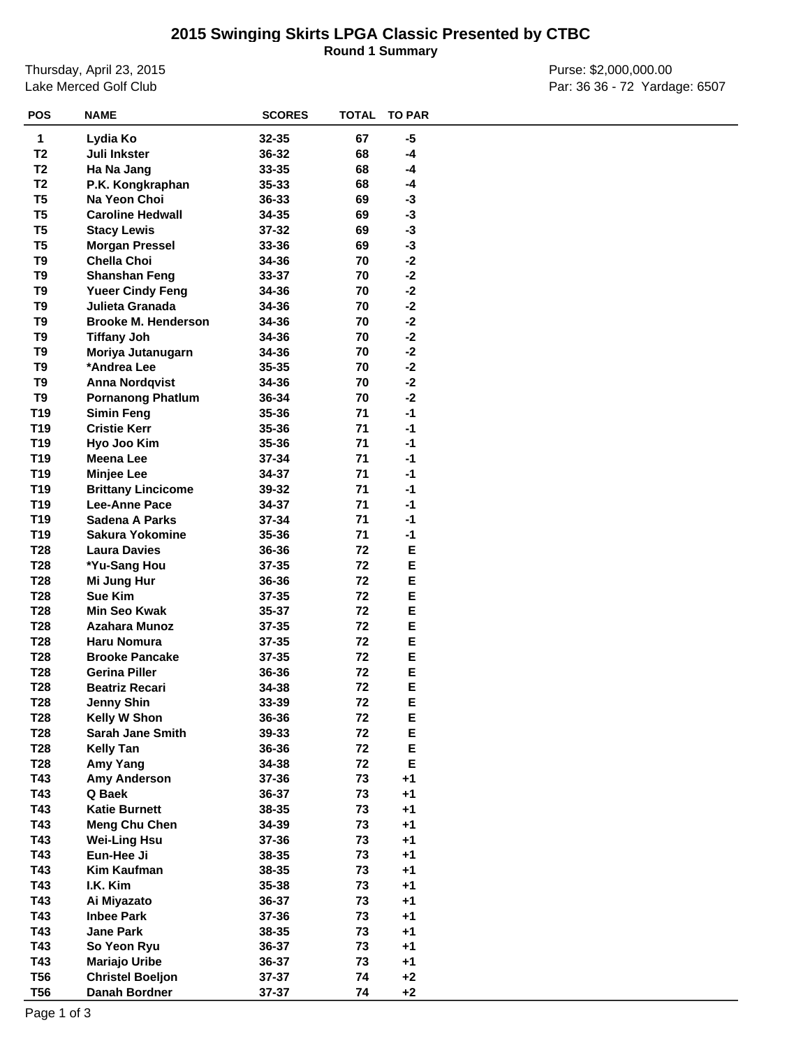# 2015 Swinging Skirts LPGA Classic Presented by CTBC

**Round 1 Summary**

Thursday, April 23, 2015
Lake Merced Golf Club

Purse: $2,000,000.00
Par: 36 36 - 72 Yardage: 6507

| POS | NAME | SCORES | TOTAL | TO PAR |
|---|---|---|---|---|
| 1 | Lydia Ko | 32-35 | 67 | -5 |
| T2 | Juli Inkster | 36-32 | 68 | -4 |
| T2 | Ha Na Jang | 33-35 | 68 | -4 |
| T2 | P.K. Kongkraphan | 35-33 | 68 | -4 |
| T5 | Na Yeon Choi | 36-33 | 69 | -3 |
| T5 | Caroline Hedwall | 34-35 | 69 | -3 |
| T5 | Stacy Lewis | 37-32 | 69 | -3 |
| T5 | Morgan Pressel | 33-36 | 69 | -3 |
| T9 | Chella Choi | 34-36 | 70 | -2 |
| T9 | Shanshan Feng | 33-37 | 70 | -2 |
| T9 | Yueer Cindy Feng | 34-36 | 70 | -2 |
| T9 | Julieta Granada | 34-36 | 70 | -2 |
| T9 | Brooke M. Henderson | 34-36 | 70 | -2 |
| T9 | Tiffany Joh | 34-36 | 70 | -2 |
| T9 | Moriya Jutanugarn | 34-36 | 70 | -2 |
| T9 | *Andrea Lee | 35-35 | 70 | -2 |
| T9 | Anna Nordqvist | 34-36 | 70 | -2 |
| T9 | Pornanong Phatlum | 36-34 | 70 | -2 |
| T19 | Simin Feng | 35-36 | 71 | -1 |
| T19 | Cristie Kerr | 35-36 | 71 | -1 |
| T19 | Hyo Joo Kim | 35-36 | 71 | -1 |
| T19 | Meena Lee | 37-34 | 71 | -1 |
| T19 | Minjee Lee | 34-37 | 71 | -1 |
| T19 | Brittany Lincicome | 39-32 | 71 | -1 |
| T19 | Lee-Anne Pace | 34-37 | 71 | -1 |
| T19 | Sadena A Parks | 37-34 | 71 | -1 |
| T19 | Sakura Yokomine | 35-36 | 71 | -1 |
| T28 | Laura Davies | 36-36 | 72 | E |
| T28 | *Yu-Sang Hou | 37-35 | 72 | E |
| T28 | Mi Jung Hur | 36-36 | 72 | E |
| T28 | Sue Kim | 37-35 | 72 | E |
| T28 | Min Seo Kwak | 35-37 | 72 | E |
| T28 | Azahara Munoz | 37-35 | 72 | E |
| T28 | Haru Nomura | 37-35 | 72 | E |
| T28 | Brooke Pancake | 37-35 | 72 | E |
| T28 | Gerina Piller | 36-36 | 72 | E |
| T28 | Beatriz Recari | 34-38 | 72 | E |
| T28 | Jenny Shin | 33-39 | 72 | E |
| T28 | Kelly W Shon | 36-36 | 72 | E |
| T28 | Sarah Jane Smith | 39-33 | 72 | E |
| T28 | Kelly Tan | 36-36 | 72 | E |
| T28 | Amy Yang | 34-38 | 72 | E |
| T43 | Amy Anderson | 37-36 | 73 | +1 |
| T43 | Q Baek | 36-37 | 73 | +1 |
| T43 | Katie Burnett | 38-35 | 73 | +1 |
| T43 | Meng Chu Chen | 34-39 | 73 | +1 |
| T43 | Wei-Ling Hsu | 37-36 | 73 | +1 |
| T43 | Eun-Hee Ji | 38-35 | 73 | +1 |
| T43 | Kim Kaufman | 38-35 | 73 | +1 |
| T43 | I.K. Kim | 35-38 | 73 | +1 |
| T43 | Ai Miyazato | 36-37 | 73 | +1 |
| T43 | Inbee Park | 37-36 | 73 | +1 |
| T43 | Jane Park | 38-35 | 73 | +1 |
| T43 | So Yeon Ryu | 36-37 | 73 | +1 |
| T43 | Mariajo Uribe | 36-37 | 73 | +1 |
| T56 | Christel Boeljon | 37-37 | 74 | +2 |
| T56 | Danah Bordner | 37-37 | 74 | +2 |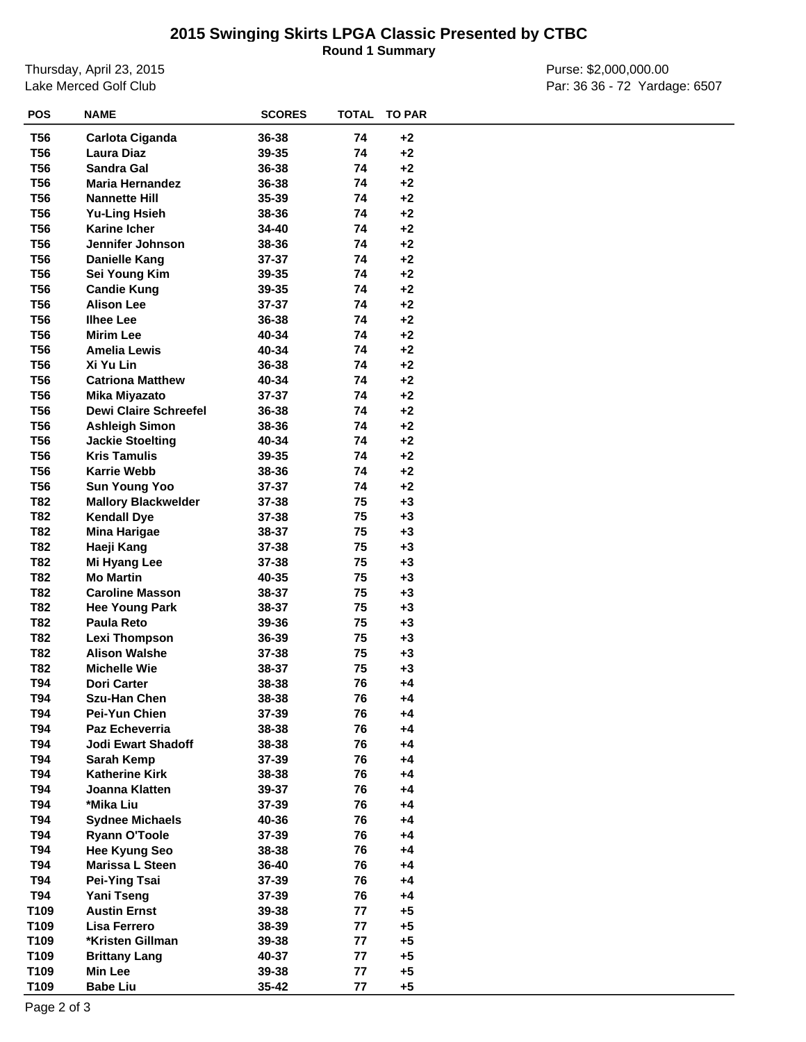# 2015 Swinging Skirts LPGA Classic Presented by CTBC

**Round 1 Summary**

Thursday, April 23, 2015
Lake Merced Golf Club

Purse: $2,000,000.00
Par: 36 36 - 72 Yardage: 6507

| POS | NAME | SCORES | TOTAL | TO PAR |
|---|---|---|---|---|
| T56 | Carlota Ciganda | 36-38 | 74 | +2 |
| T56 | Laura Diaz | 39-35 | 74 | +2 |
| T56 | Sandra Gal | 36-38 | 74 | +2 |
| T56 | Maria Hernandez | 36-38 | 74 | +2 |
| T56 | Nannette Hill | 35-39 | 74 | +2 |
| T56 | Yu-Ling Hsieh | 38-36 | 74 | +2 |
| T56 | Karine Icher | 34-40 | 74 | +2 |
| T56 | Jennifer Johnson | 38-36 | 74 | +2 |
| T56 | Danielle Kang | 37-37 | 74 | +2 |
| T56 | Sei Young Kim | 39-35 | 74 | +2 |
| T56 | Candie Kung | 39-35 | 74 | +2 |
| T56 | Alison Lee | 37-37 | 74 | +2 |
| T56 | Ilhee Lee | 36-38 | 74 | +2 |
| T56 | Mirim Lee | 40-34 | 74 | +2 |
| T56 | Amelia Lewis | 40-34 | 74 | +2 |
| T56 | Xi Yu Lin | 36-38 | 74 | +2 |
| T56 | Catriona Matthew | 40-34 | 74 | +2 |
| T56 | Mika Miyazato | 37-37 | 74 | +2 |
| T56 | Dewi Claire Schreefel | 36-38 | 74 | +2 |
| T56 | Ashleigh Simon | 38-36 | 74 | +2 |
| T56 | Jackie Stoelting | 40-34 | 74 | +2 |
| T56 | Kris Tamulis | 39-35 | 74 | +2 |
| T56 | Karrie Webb | 38-36 | 74 | +2 |
| T56 | Sun Young Yoo | 37-37 | 74 | +2 |
| T82 | Mallory Blackwelder | 37-38 | 75 | +3 |
| T82 | Kendall Dye | 37-38 | 75 | +3 |
| T82 | Mina Harigae | 38-37 | 75 | +3 |
| T82 | Haeji Kang | 37-38 | 75 | +3 |
| T82 | Mi Hyang Lee | 37-38 | 75 | +3 |
| T82 | Mo Martin | 40-35 | 75 | +3 |
| T82 | Caroline Masson | 38-37 | 75 | +3 |
| T82 | Hee Young Park | 38-37 | 75 | +3 |
| T82 | Paula Reto | 39-36 | 75 | +3 |
| T82 | Lexi Thompson | 36-39 | 75 | +3 |
| T82 | Alison Walshe | 37-38 | 75 | +3 |
| T82 | Michelle Wie | 38-37 | 75 | +3 |
| T94 | Dori Carter | 38-38 | 76 | +4 |
| T94 | Szu-Han Chen | 38-38 | 76 | +4 |
| T94 | Pei-Yun Chien | 37-39 | 76 | +4 |
| T94 | Paz Echeverria | 38-38 | 76 | +4 |
| T94 | Jodi Ewart Shadoff | 38-38 | 76 | +4 |
| T94 | Sarah Kemp | 37-39 | 76 | +4 |
| T94 | Katherine Kirk | 38-38 | 76 | +4 |
| T94 | Joanna Klatten | 39-37 | 76 | +4 |
| T94 | *Mika Liu | 37-39 | 76 | +4 |
| T94 | Sydnee Michaels | 40-36 | 76 | +4 |
| T94 | Ryann O'Toole | 37-39 | 76 | +4 |
| T94 | Hee Kyung Seo | 38-38 | 76 | +4 |
| T94 | Marissa L Steen | 36-40 | 76 | +4 |
| T94 | Pei-Ying Tsai | 37-39 | 76 | +4 |
| T94 | Yani Tseng | 37-39 | 76 | +4 |
| T109 | Austin Ernst | 39-38 | 77 | +5 |
| T109 | Lisa Ferrero | 38-39 | 77 | +5 |
| T109 | *Kristen Gillman | 39-38 | 77 | +5 |
| T109 | Brittany Lang | 40-37 | 77 | +5 |
| T109 | Min Lee | 39-38 | 77 | +5 |
| T109 | Babe Liu | 35-42 | 77 | +5 |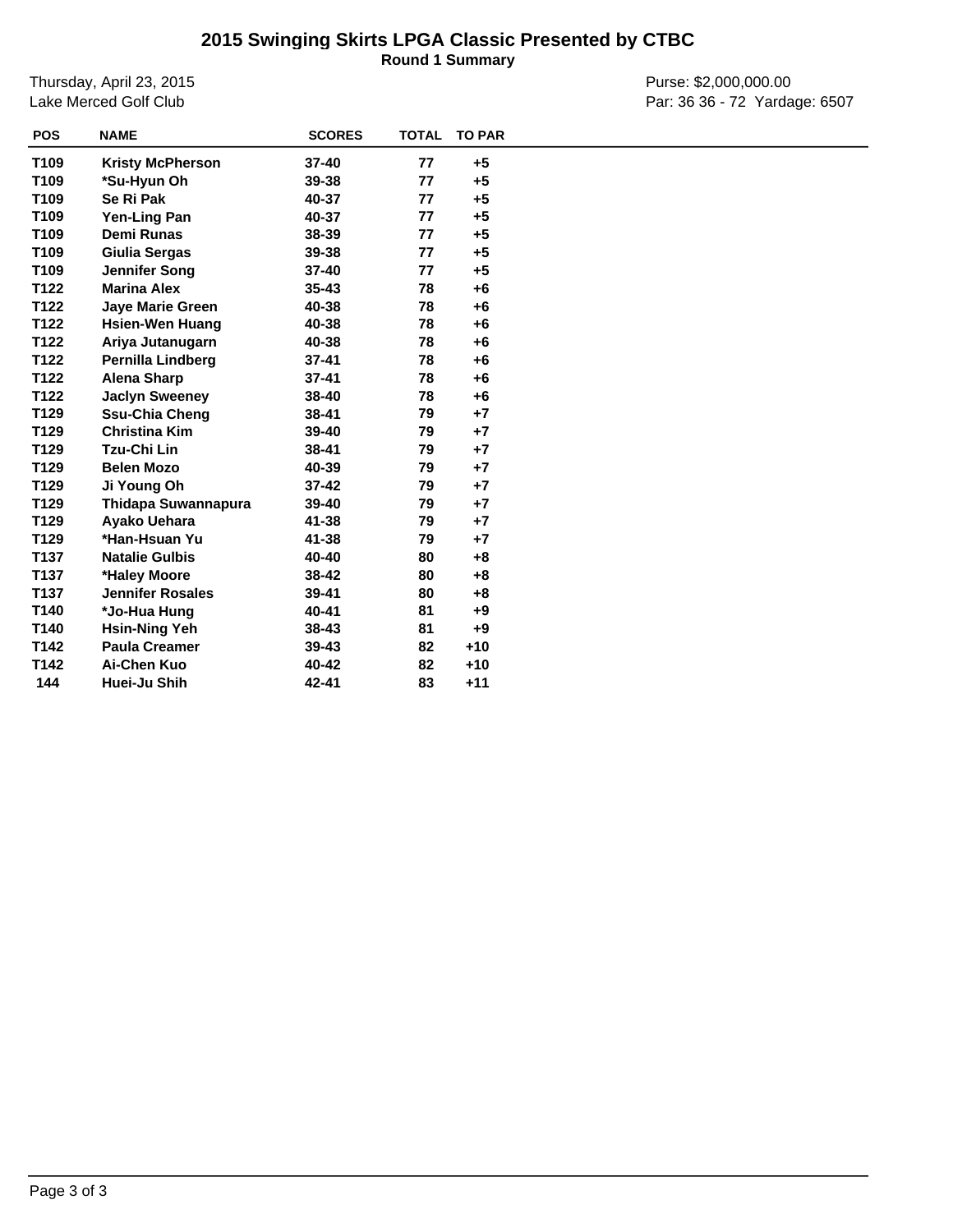# 2015 Swinging Skirts LPGA Classic Presented by CTBC

**Round 1 Summary**

Thursday, April 23, 2015
Lake Merced Golf Club

Purse: $2,000,000.00
Par: 36 36 - 72 Yardage: 6507

| POS | NAME | SCORES | TOTAL | TO PAR |
|---|---|---|---|---|
| T109 | Kristy McPherson | 37-40 | 77 | +5 |
| T109 | *Su-Hyun Oh | 39-38 | 77 | +5 |
| T109 | Se Ri Pak | 40-37 | 77 | +5 |
| T109 | Yen-Ling Pan | 40-37 | 77 | +5 |
| T109 | Demi Runas | 38-39 | 77 | +5 |
| T109 | Giulia Sergas | 39-38 | 77 | +5 |
| T109 | Jennifer Song | 37-40 | 77 | +5 |
| T122 | Marina Alex | 35-43 | 78 | +6 |
| T122 | Jaye Marie Green | 40-38 | 78 | +6 |
| T122 | Hsien-Wen Huang | 40-38 | 78 | +6 |
| T122 | Ariya Jutanugarn | 40-38 | 78 | +6 |
| T122 | Pernilla Lindberg | 37-41 | 78 | +6 |
| T122 | Alena Sharp | 37-41 | 78 | +6 |
| T122 | Jaclyn Sweeney | 38-40 | 78 | +6 |
| T129 | Ssu-Chia Cheng | 38-41 | 79 | +7 |
| T129 | Christina Kim | 39-40 | 79 | +7 |
| T129 | Tzu-Chi Lin | 38-41 | 79 | +7 |
| T129 | Belen Mozo | 40-39 | 79 | +7 |
| T129 | Ji Young Oh | 37-42 | 79 | +7 |
| T129 | Thidapa Suwannapura | 39-40 | 79 | +7 |
| T129 | Ayako Uehara | 41-38 | 79 | +7 |
| T129 | *Han-Hsuan Yu | 41-38 | 79 | +7 |
| T137 | Natalie Gulbis | 40-40 | 80 | +8 |
| T137 | *Haley Moore | 38-42 | 80 | +8 |
| T137 | Jennifer Rosales | 39-41 | 80 | +8 |
| T140 | *Jo-Hua Hung | 40-41 | 81 | +9 |
| T140 | Hsin-Ning Yeh | 38-43 | 81 | +9 |
| T142 | Paula Creamer | 39-43 | 82 | +10 |
| T142 | Ai-Chen Kuo | 40-42 | 82 | +10 |
| 144 | Huei-Ju Shih | 42-41 | 83 | +11 |